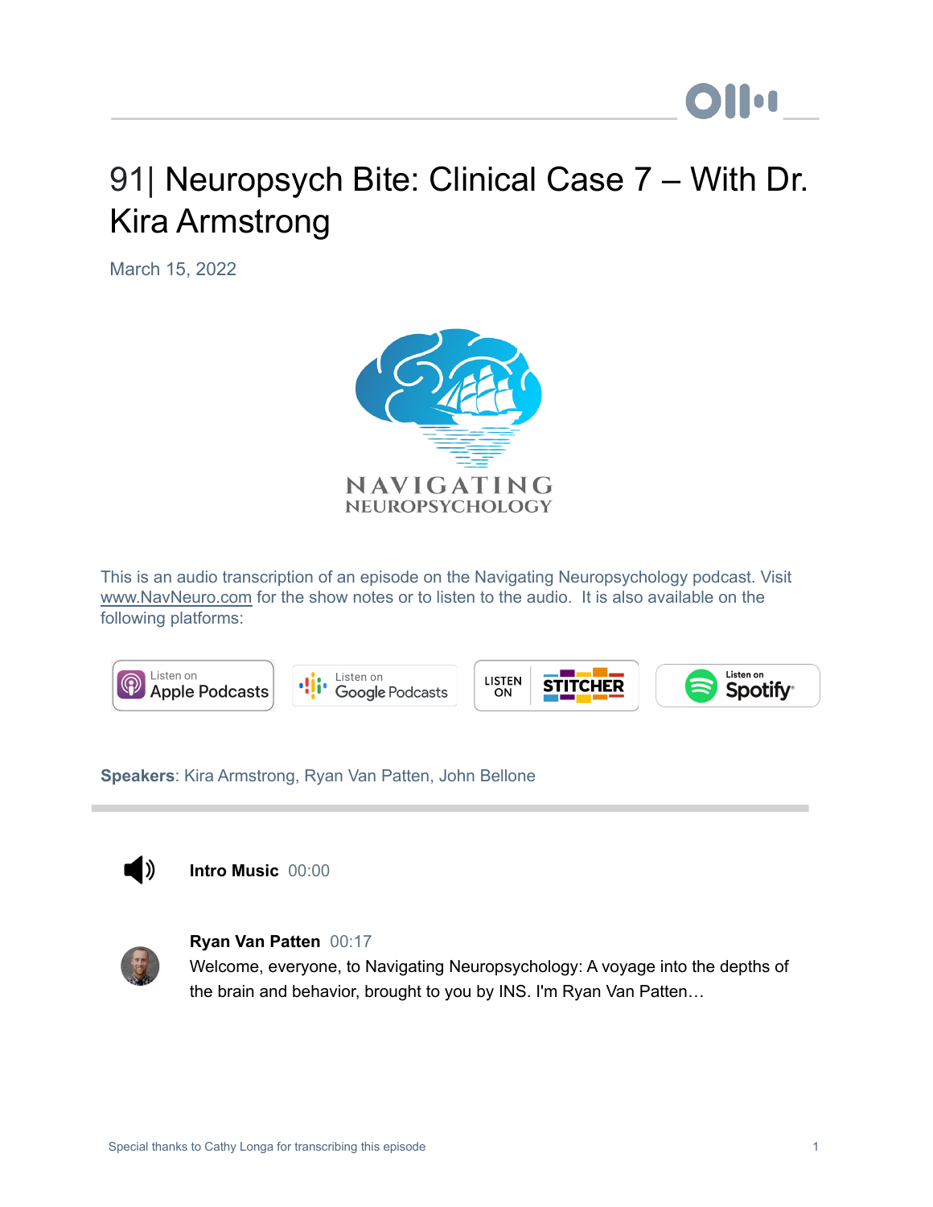# 91| Neuropsych Bite: Clinical Case 7 – With Dr. Kira Armstrong

March 15, 2022

This is an audio transcription of an episode on the Navigating Neuropsychology podcast. Visit www.NavNeuro.com for the show notes or to listen to the audio. It is also available on the following platforms:

**Speakers**: Kira Armstrong, Ryan Van Patten, John Bellone

---

**Intro Music** 00:00

**Ryan Van Patten** 00:17
Welcome, everyone, to Navigating Neuropsychology: A voyage into the depths of the brain and behavior, brought to you by INS. I'm Ryan Van Patten…

Special thanks to Cathy Longa for transcribing this episode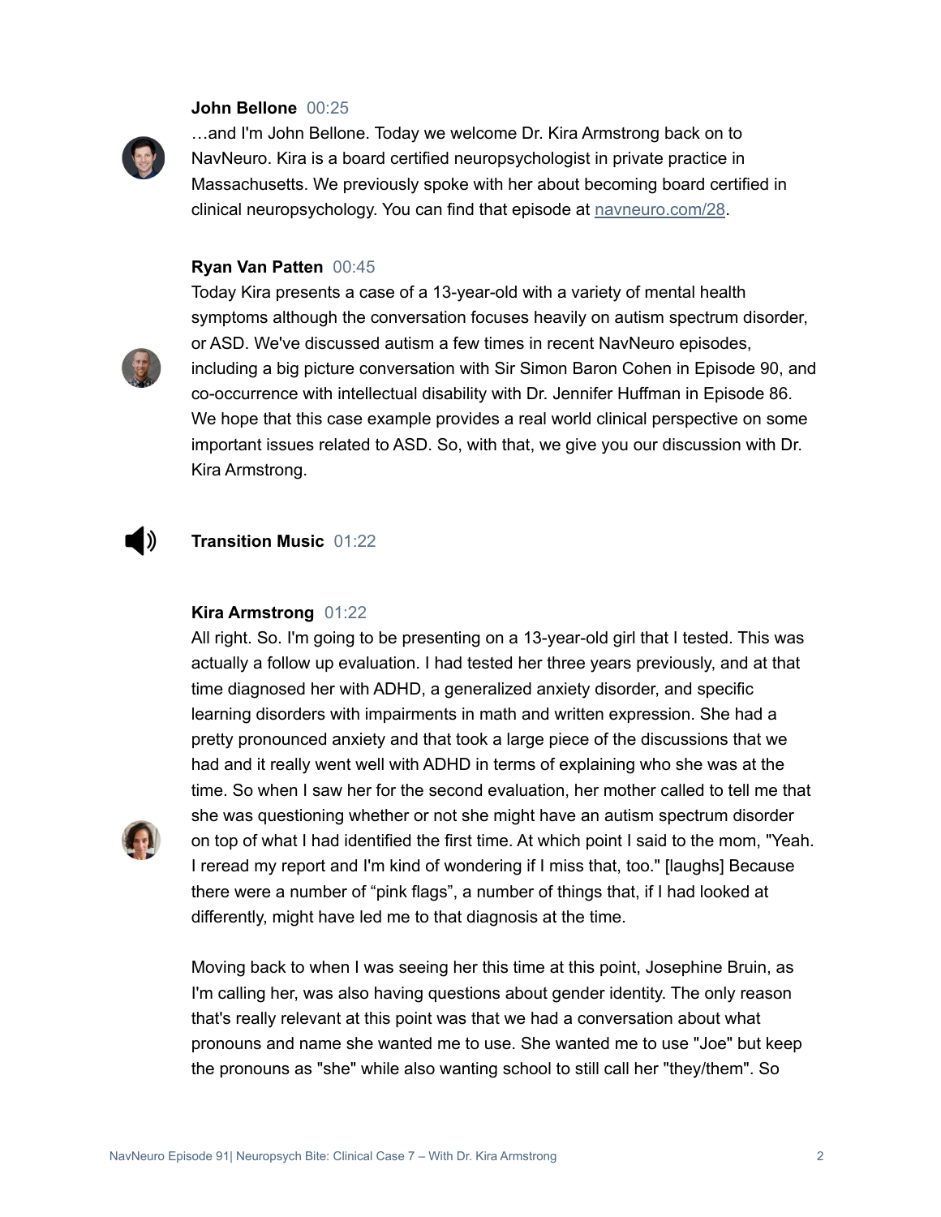**John Bellone** 00:25

…and I'm John Bellone. Today we welcome Dr. Kira Armstrong back on to NavNeuro. Kira is a board certified neuropsychologist in private practice in Massachusetts. We previously spoke with her about becoming board certified in clinical neuropsychology. You can find that episode at navneuro.com/28.

**Ryan Van Patten** 00:45

Today Kira presents a case of a 13-year-old with a variety of mental health symptoms although the conversation focuses heavily on autism spectrum disorder, or ASD. We've discussed autism a few times in recent NavNeuro episodes, including a big picture conversation with Sir Simon Baron Cohen in Episode 90, and co-occurrence with intellectual disability with Dr. Jennifer Huffman in Episode 86. We hope that this case example provides a real world clinical perspective on some important issues related to ASD. So, with that, we give you our discussion with Dr. Kira Armstrong.

**Transition Music** 01:22

**Kira Armstrong** 01:22

All right. So. I'm going to be presenting on a 13-year-old girl that I tested. This was actually a follow up evaluation. I had tested her three years previously, and at that time diagnosed her with ADHD, a generalized anxiety disorder, and specific learning disorders with impairments in math and written expression. She had a pretty pronounced anxiety and that took a large piece of the discussions that we had and it really went well with ADHD in terms of explaining who she was at the time. So when I saw her for the second evaluation, her mother called to tell me that she was questioning whether or not she might have an autism spectrum disorder on top of what I had identified the first time. At which point I said to the mom, "Yeah. I reread my report and I'm kind of wondering if I miss that, too." [laughs] Because there were a number of "pink flags", a number of things that, if I had looked at differently, might have led me to that diagnosis at the time.

Moving back to when I was seeing her this time at this point, Josephine Bruin, as I'm calling her, was also having questions about gender identity. The only reason that's really relevant at this point was that we had a conversation about what pronouns and name she wanted me to use. She wanted me to use "Joe" but keep the pronouns as "she" while also wanting school to still call her "they/them". So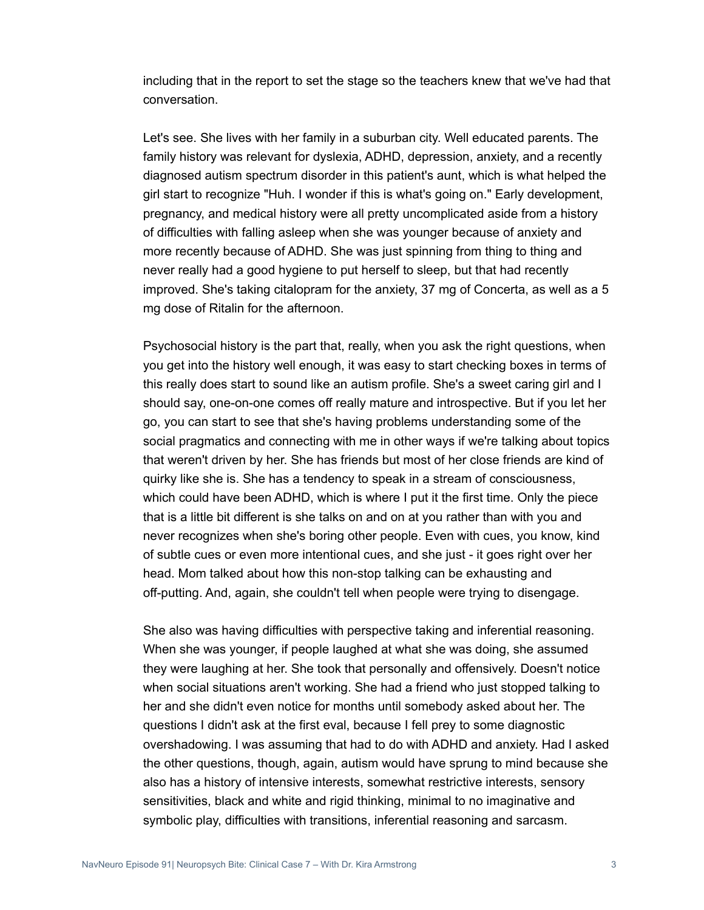including that in the report to set the stage so the teachers knew that we've had that conversation.

Let's see. She lives with her family in a suburban city. Well educated parents. The family history was relevant for dyslexia, ADHD, depression, anxiety, and a recently diagnosed autism spectrum disorder in this patient's aunt, which is what helped the girl start to recognize "Huh. I wonder if this is what's going on." Early development, pregnancy, and medical history were all pretty uncomplicated aside from a history of difficulties with falling asleep when she was younger because of anxiety and more recently because of ADHD. She was just spinning from thing to thing and never really had a good hygiene to put herself to sleep, but that had recently improved. She's taking citalopram for the anxiety, 37 mg of Concerta, as well as a 5 mg dose of Ritalin for the afternoon.

Psychosocial history is the part that, really, when you ask the right questions, when you get into the history well enough, it was easy to start checking boxes in terms of this really does start to sound like an autism profile. She's a sweet caring girl and I should say, one-on-one comes off really mature and introspective. But if you let her go, you can start to see that she's having problems understanding some of the social pragmatics and connecting with me in other ways if we're talking about topics that weren't driven by her. She has friends but most of her close friends are kind of quirky like she is. She has a tendency to speak in a stream of consciousness, which could have been ADHD, which is where I put it the first time. Only the piece that is a little bit different is she talks on and on at you rather than with you and never recognizes when she's boring other people. Even with cues, you know, kind of subtle cues or even more intentional cues, and she just - it goes right over her head. Mom talked about how this non-stop talking can be exhausting and off-putting. And, again, she couldn't tell when people were trying to disengage.

She also was having difficulties with perspective taking and inferential reasoning. When she was younger, if people laughed at what she was doing, she assumed they were laughing at her. She took that personally and offensively. Doesn't notice when social situations aren't working. She had a friend who just stopped talking to her and she didn't even notice for months until somebody asked about her. The questions I didn't ask at the first eval, because I fell prey to some diagnostic overshadowing. I was assuming that had to do with ADHD and anxiety. Had I asked the other questions, though, again, autism would have sprung to mind because she also has a history of intensive interests, somewhat restrictive interests, sensory sensitivities, black and white and rigid thinking, minimal to no imaginative and symbolic play, difficulties with transitions, inferential reasoning and sarcasm.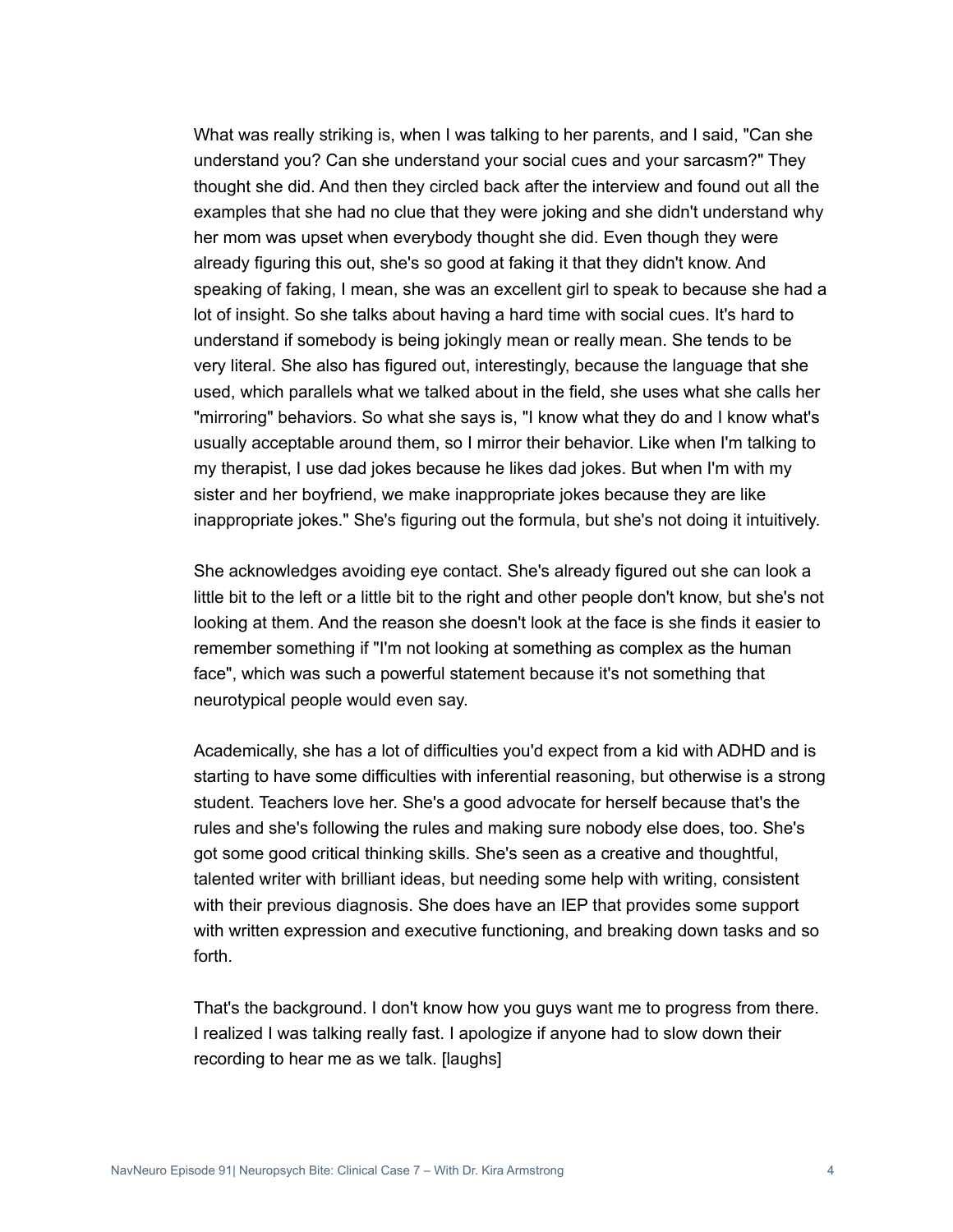What was really striking is, when I was talking to her parents, and I said, "Can she understand you? Can she understand your social cues and your sarcasm?" They thought she did. And then they circled back after the interview and found out all the examples that she had no clue that they were joking and she didn't understand why her mom was upset when everybody thought she did. Even though they were already figuring this out, she's so good at faking it that they didn't know. And speaking of faking, I mean, she was an excellent girl to speak to because she had a lot of insight. So she talks about having a hard time with social cues. It's hard to understand if somebody is being jokingly mean or really mean. She tends to be very literal. She also has figured out, interestingly, because the language that she used, which parallels what we talked about in the field, she uses what she calls her "mirroring" behaviors. So what she says is, "I know what they do and I know what's usually acceptable around them, so I mirror their behavior. Like when I'm talking to my therapist, I use dad jokes because he likes dad jokes. But when I'm with my sister and her boyfriend, we make inappropriate jokes because they are like inappropriate jokes." She's figuring out the formula, but she's not doing it intuitively.

She acknowledges avoiding eye contact. She's already figured out she can look a little bit to the left or a little bit to the right and other people don't know, but she's not looking at them. And the reason she doesn't look at the face is she finds it easier to remember something if "I'm not looking at something as complex as the human face", which was such a powerful statement because it's not something that neurotypical people would even say.

Academically, she has a lot of difficulties you'd expect from a kid with ADHD and is starting to have some difficulties with inferential reasoning, but otherwise is a strong student. Teachers love her. She's a good advocate for herself because that's the rules and she's following the rules and making sure nobody else does, too. She's got some good critical thinking skills. She's seen as a creative and thoughtful, talented writer with brilliant ideas, but needing some help with writing, consistent with their previous diagnosis. She does have an IEP that provides some support with written expression and executive functioning, and breaking down tasks and so forth.

That's the background. I don't know how you guys want me to progress from there. I realized I was talking really fast. I apologize if anyone had to slow down their recording to hear me as we talk. [laughs]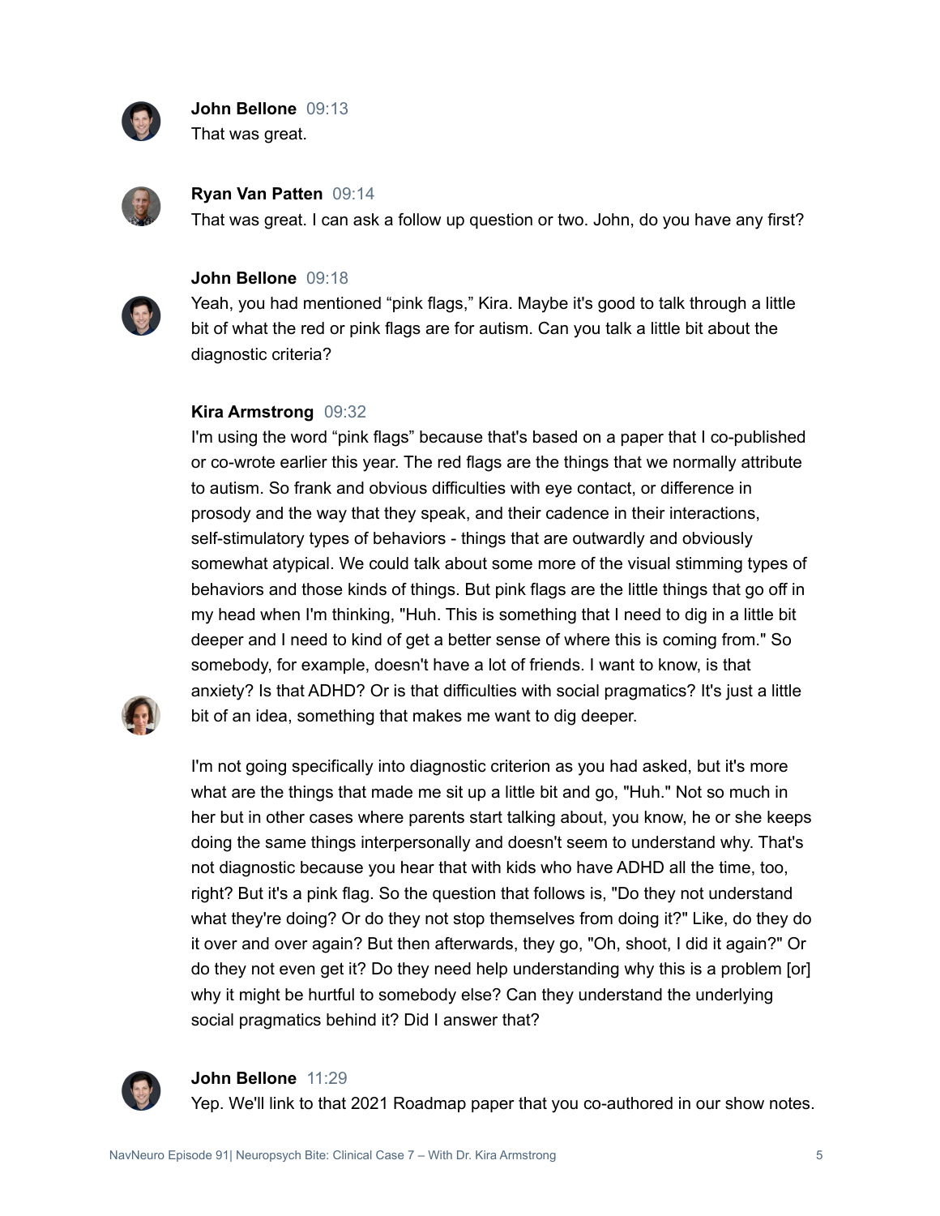**John Bellone** 09:13
That was great.

**Ryan Van Patten** 09:14
That was great. I can ask a follow up question or two. John, do you have any first?

**John Bellone** 09:18
Yeah, you had mentioned “pink flags,” Kira. Maybe it's good to talk through a little bit of what the red or pink flags are for autism. Can you talk a little bit about the diagnostic criteria?

**Kira Armstrong** 09:32
I'm using the word “pink flags” because that's based on a paper that I co-published or co-wrote earlier this year. The red flags are the things that we normally attribute to autism. So frank and obvious difficulties with eye contact, or difference in prosody and the way that they speak, and their cadence in their interactions, self-stimulatory types of behaviors - things that are outwardly and obviously somewhat atypical. We could talk about some more of the visual stimming types of behaviors and those kinds of things. But pink flags are the little things that go off in my head when I'm thinking, "Huh. This is something that I need to dig in a little bit deeper and I need to kind of get a better sense of where this is coming from." So somebody, for example, doesn't have a lot of friends. I want to know, is that anxiety? Is that ADHD? Or is that difficulties with social pragmatics? It's just a little bit of an idea, something that makes me want to dig deeper.

I'm not going specifically into diagnostic criterion as you had asked, but it's more what are the things that made me sit up a little bit and go, "Huh." Not so much in her but in other cases where parents start talking about, you know, he or she keeps doing the same things interpersonally and doesn't seem to understand why. That's not diagnostic because you hear that with kids who have ADHD all the time, too, right? But it's a pink flag. So the question that follows is, "Do they not understand what they're doing? Or do they not stop themselves from doing it?" Like, do they do it over and over again? But then afterwards, they go, "Oh, shoot, I did it again?" Or do they not even get it? Do they need help understanding why this is a problem [or] why it might be hurtful to somebody else? Can they understand the underlying social pragmatics behind it? Did I answer that?

**John Bellone** 11:29
Yep. We'll link to that 2021 Roadmap paper that you co-authored in our show notes.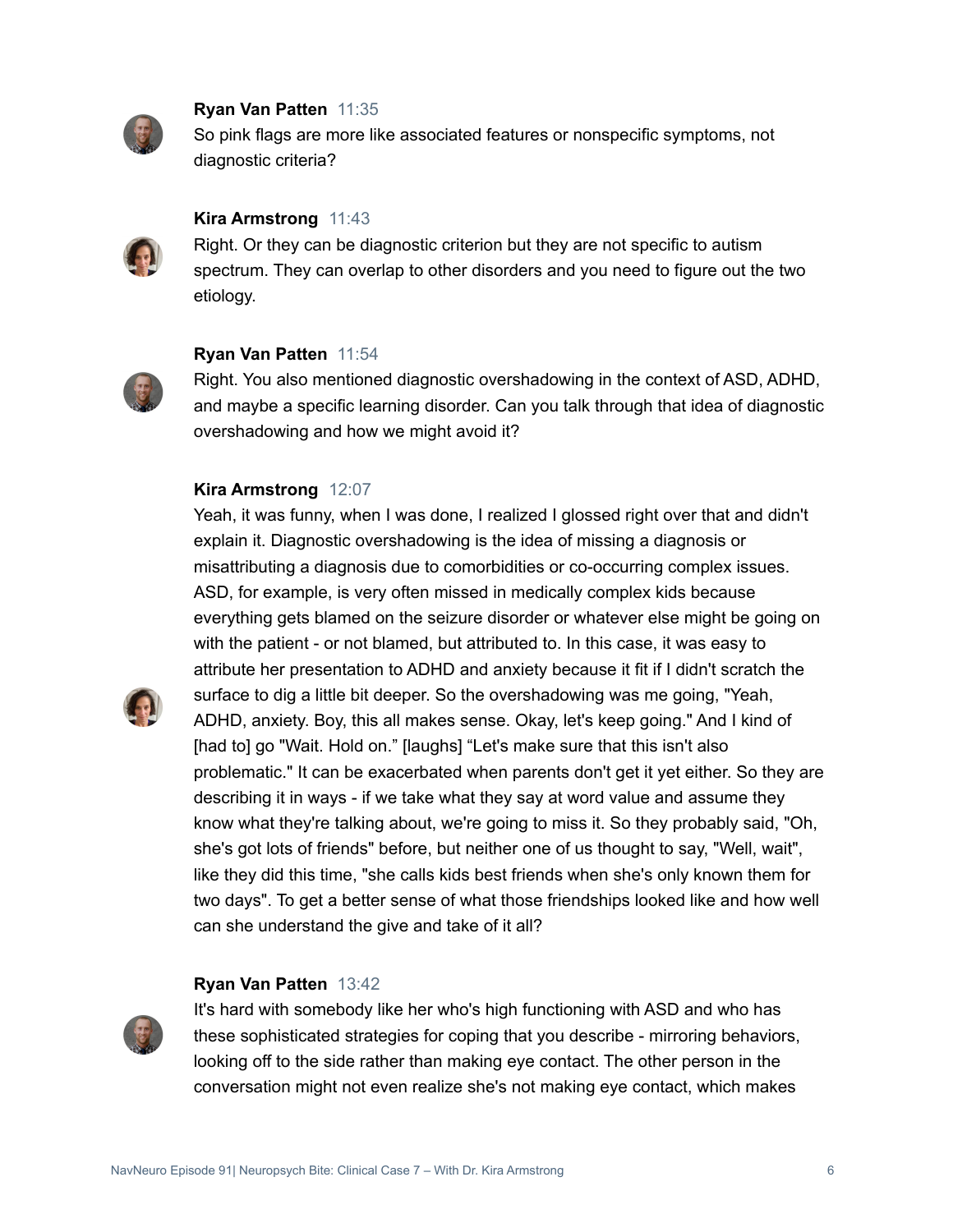**Ryan Van Patten** 11:35

So pink flags are more like associated features or nonspecific symptoms, not diagnostic criteria?

**Kira Armstrong** 11:43

Right. Or they can be diagnostic criterion but they are not specific to autism spectrum. They can overlap to other disorders and you need to figure out the two etiology.

**Ryan Van Patten** 11:54

Right. You also mentioned diagnostic overshadowing in the context of ASD, ADHD, and maybe a specific learning disorder. Can you talk through that idea of diagnostic overshadowing and how we might avoid it?

**Kira Armstrong** 12:07

Yeah, it was funny, when I was done, I realized I glossed right over that and didn't explain it. Diagnostic overshadowing is the idea of missing a diagnosis or misattributing a diagnosis due to comorbidities or co-occurring complex issues. ASD, for example, is very often missed in medically complex kids because everything gets blamed on the seizure disorder or whatever else might be going on with the patient - or not blamed, but attributed to. In this case, it was easy to attribute her presentation to ADHD and anxiety because it fit if I didn't scratch the surface to dig a little bit deeper. So the overshadowing was me going, "Yeah, ADHD, anxiety. Boy, this all makes sense. Okay, let's keep going." And I kind of [had to] go "Wait. Hold on." [laughs] "Let's make sure that this isn't also problematic." It can be exacerbated when parents don't get it yet either. So they are describing it in ways - if we take what they say at word value and assume they know what they're talking about, we're going to miss it. So they probably said, "Oh, she's got lots of friends" before, but neither one of us thought to say, "Well, wait", like they did this time, "she calls kids best friends when she's only known them for two days". To get a better sense of what those friendships looked like and how well can she understand the give and take of it all?

**Ryan Van Patten** 13:42

It's hard with somebody like her who's high functioning with ASD and who has these sophisticated strategies for coping that you describe - mirroring behaviors, looking off to the side rather than making eye contact. The other person in the conversation might not even realize she's not making eye contact, which makes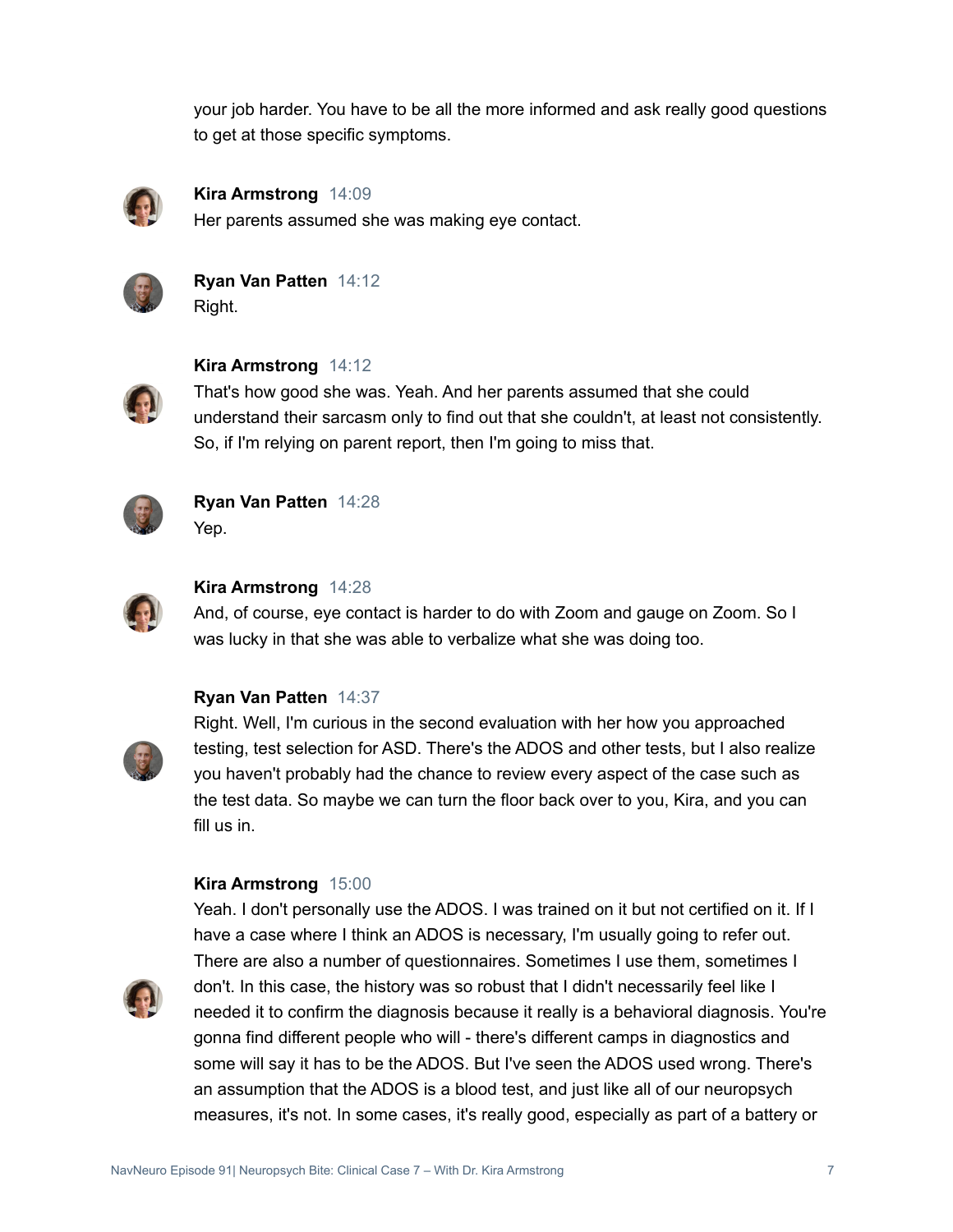your job harder. You have to be all the more informed and ask really good questions to get at those specific symptoms.

**Kira Armstrong** 14:09
Her parents assumed she was making eye contact.

**Ryan Van Patten** 14:12
Right.

**Kira Armstrong** 14:12
That's how good she was. Yeah. And her parents assumed that she could understand their sarcasm only to find out that she couldn't, at least not consistently. So, if I'm relying on parent report, then I'm going to miss that.

**Ryan Van Patten** 14:28
Yep.

**Kira Armstrong** 14:28
And, of course, eye contact is harder to do with Zoom and gauge on Zoom. So I was lucky in that she was able to verbalize what she was doing too.

**Ryan Van Patten** 14:37
Right. Well, I'm curious in the second evaluation with her how you approached testing, test selection for ASD. There's the ADOS and other tests, but I also realize you haven't probably had the chance to review every aspect of the case such as the test data. So maybe we can turn the floor back over to you, Kira, and you can fill us in.

**Kira Armstrong** 15:00
Yeah. I don't personally use the ADOS. I was trained on it but not certified on it. If I have a case where I think an ADOS is necessary, I'm usually going to refer out. There are also a number of questionnaires. Sometimes I use them, sometimes I don't. In this case, the history was so robust that I didn't necessarily feel like I needed it to confirm the diagnosis because it really is a behavioral diagnosis. You're gonna find different people who will - there's different camps in diagnostics and some will say it has to be the ADOS. But I've seen the ADOS used wrong. There's an assumption that the ADOS is a blood test, and just like all of our neuropsych measures, it's not. In some cases, it's really good, especially as part of a battery or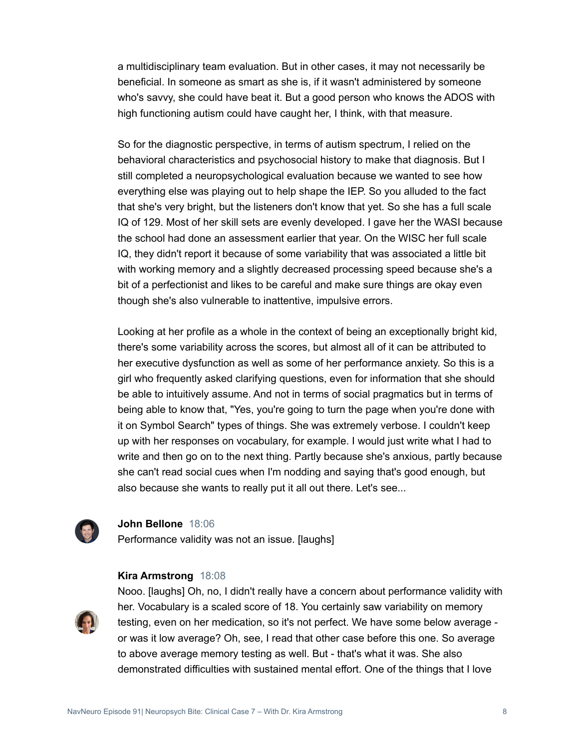a multidisciplinary team evaluation. But in other cases, it may not necessarily be beneficial. In someone as smart as she is, if it wasn't administered by someone who's savvy, she could have beat it. But a good person who knows the ADOS with high functioning autism could have caught her, I think, with that measure.

So for the diagnostic perspective, in terms of autism spectrum, I relied on the behavioral characteristics and psychosocial history to make that diagnosis. But I still completed a neuropsychological evaluation because we wanted to see how everything else was playing out to help shape the IEP. So you alluded to the fact that she's very bright, but the listeners don't know that yet. So she has a full scale IQ of 129. Most of her skill sets are evenly developed. I gave her the WASI because the school had done an assessment earlier that year. On the WISC her full scale IQ, they didn't report it because of some variability that was associated a little bit with working memory and a slightly decreased processing speed because she's a bit of a perfectionist and likes to be careful and make sure things are okay even though she's also vulnerable to inattentive, impulsive errors.

Looking at her profile as a whole in the context of being an exceptionally bright kid, there's some variability across the scores, but almost all of it can be attributed to her executive dysfunction as well as some of her performance anxiety. So this is a girl who frequently asked clarifying questions, even for information that she should be able to intuitively assume. And not in terms of social pragmatics but in terms of being able to know that, "Yes, you're going to turn the page when you're done with it on Symbol Search" types of things. She was extremely verbose. I couldn't keep up with her responses on vocabulary, for example. I would just write what I had to write and then go on to the next thing. Partly because she's anxious, partly because she can't read social cues when I'm nodding and saying that's good enough, but also because she wants to really put it all out there. Let's see...

**John Bellone** 18:06
Performance validity was not an issue. [laughs]

**Kira Armstrong** 18:08
Nooo. [laughs] Oh, no, I didn't really have a concern about performance validity with her. Vocabulary is a scaled score of 18. You certainly saw variability on memory testing, even on her medication, so it's not perfect. We have some below average - or was it low average? Oh, see, I read that other case before this one. So average to above average memory testing as well. But - that's what it was. She also demonstrated difficulties with sustained mental effort. One of the things that I love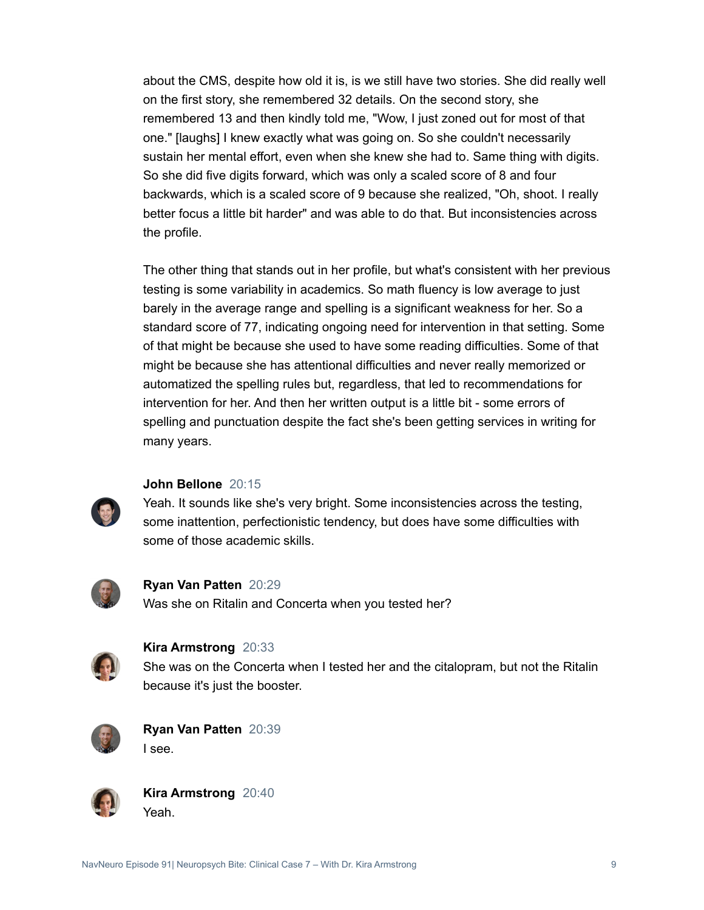about the CMS, despite how old it is, is we still have two stories. She did really well on the first story, she remembered 32 details. On the second story, she remembered 13 and then kindly told me, "Wow, I just zoned out for most of that one." [laughs] I knew exactly what was going on. So she couldn't necessarily sustain her mental effort, even when she knew she had to. Same thing with digits. So she did five digits forward, which was only a scaled score of 8 and four backwards, which is a scaled score of 9 because she realized, "Oh, shoot. I really better focus a little bit harder" and was able to do that. But inconsistencies across the profile.

The other thing that stands out in her profile, but what's consistent with her previous testing is some variability in academics. So math fluency is low average to just barely in the average range and spelling is a significant weakness for her. So a standard score of 77, indicating ongoing need for intervention in that setting. Some of that might be because she used to have some reading difficulties. Some of that might be because she has attentional difficulties and never really memorized or automatized the spelling rules but, regardless, that led to recommendations for intervention for her. And then her written output is a little bit - some errors of spelling and punctuation despite the fact she's been getting services in writing for many years.

**John Bellone** 20:15
Yeah. It sounds like she's very bright. Some inconsistencies across the testing, some inattention, perfectionistic tendency, but does have some difficulties with some of those academic skills.

**Ryan Van Patten** 20:29
Was she on Ritalin and Concerta when you tested her?

**Kira Armstrong** 20:33
She was on the Concerta when I tested her and the citalopram, but not the Ritalin because it's just the booster.

**Ryan Van Patten** 20:39
I see.

**Kira Armstrong** 20:40
Yeah.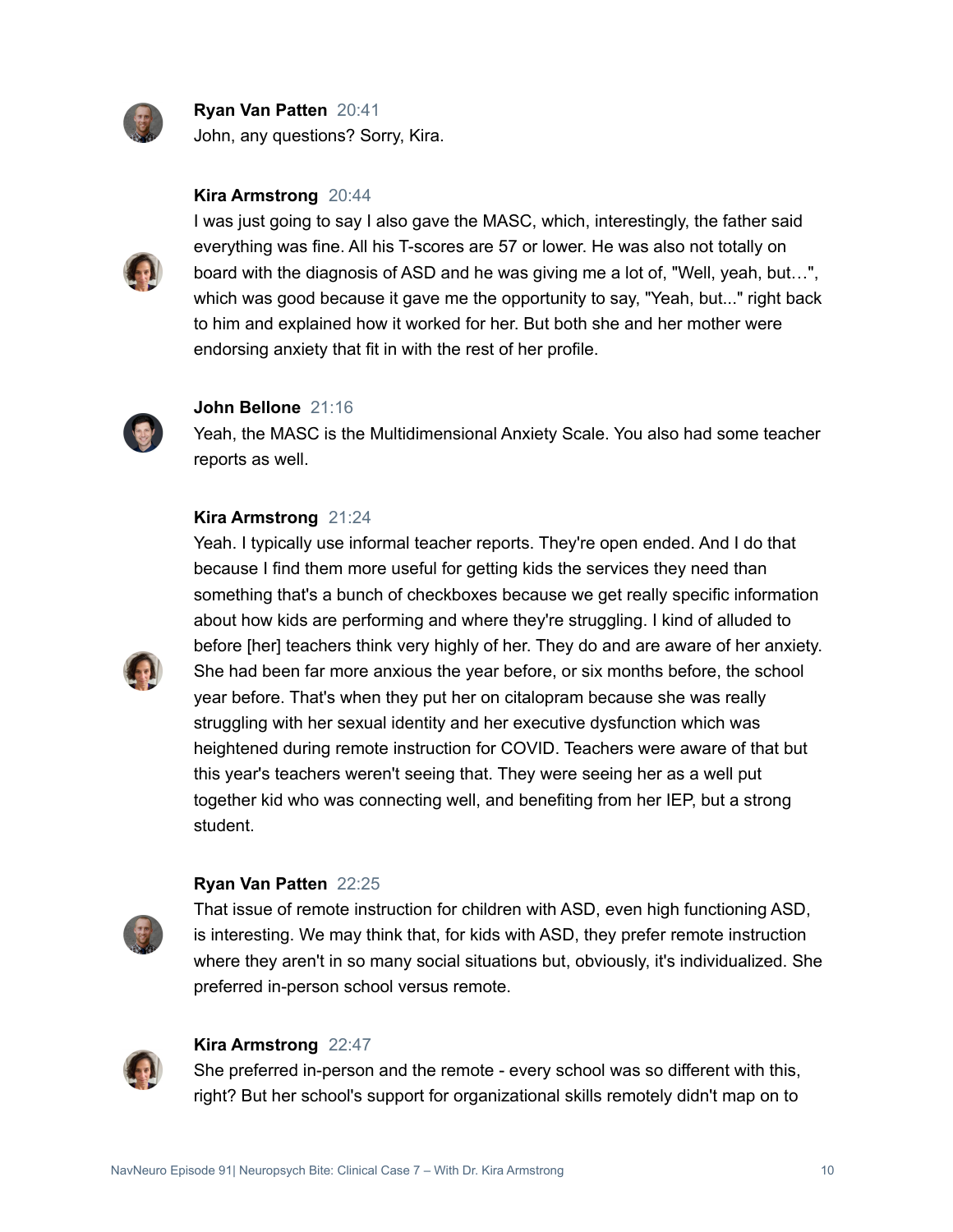**Ryan Van Patten** 20:41
John, any questions? Sorry, Kira.

**Kira Armstrong** 20:44
I was just going to say I also gave the MASC, which, interestingly, the father said everything was fine. All his T-scores are 57 or lower. He was also not totally on board with the diagnosis of ASD and he was giving me a lot of, "Well, yeah, but…", which was good because it gave me the opportunity to say, "Yeah, but..." right back to him and explained how it worked for her. But both she and her mother were endorsing anxiety that fit in with the rest of her profile.

**John Bellone** 21:16
Yeah, the MASC is the Multidimensional Anxiety Scale. You also had some teacher reports as well.

**Kira Armstrong** 21:24
Yeah. I typically use informal teacher reports. They're open ended. And I do that because I find them more useful for getting kids the services they need than something that's a bunch of checkboxes because we get really specific information about how kids are performing and where they're struggling. I kind of alluded to before [her] teachers think very highly of her. They do and are aware of her anxiety. She had been far more anxious the year before, or six months before, the school year before. That's when they put her on citalopram because she was really struggling with her sexual identity and her executive dysfunction which was heightened during remote instruction for COVID. Teachers were aware of that but this year's teachers weren't seeing that. They were seeing her as a well put together kid who was connecting well, and benefiting from her IEP, but a strong student.

**Ryan Van Patten** 22:25
That issue of remote instruction for children with ASD, even high functioning ASD, is interesting. We may think that, for kids with ASD, they prefer remote instruction where they aren't in so many social situations but, obviously, it's individualized. She preferred in-person school versus remote.

**Kira Armstrong** 22:47
She preferred in-person and the remote - every school was so different with this, right? But her school's support for organizational skills remotely didn't map on to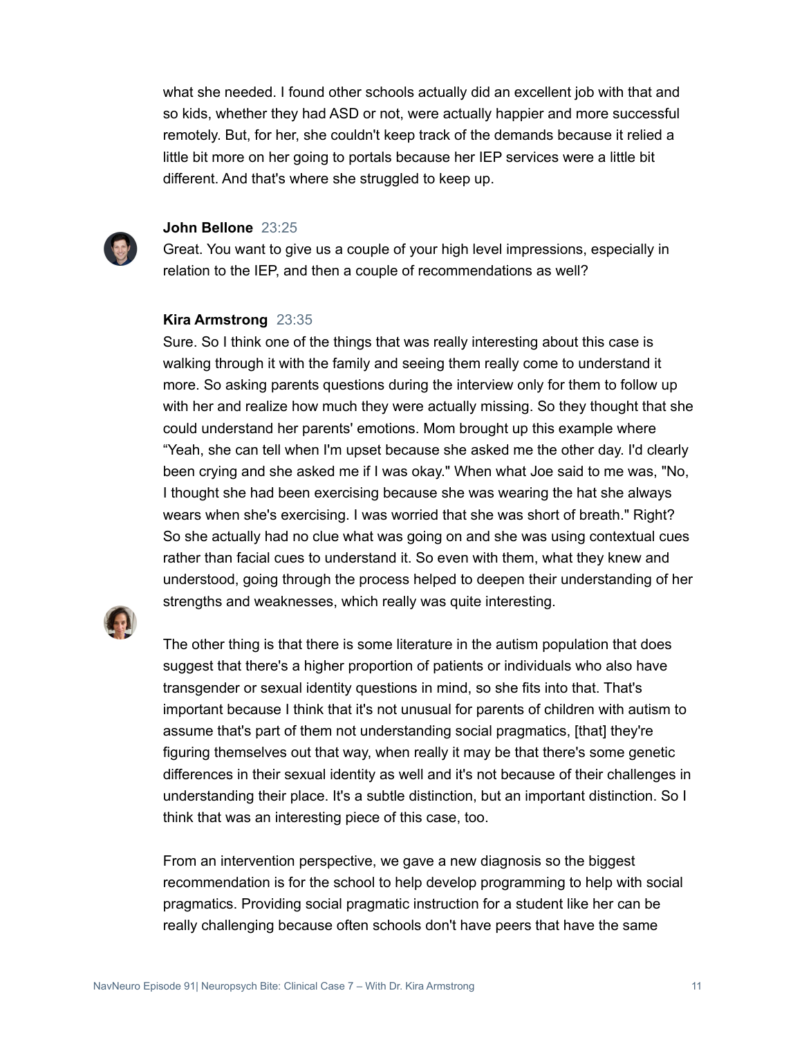what she needed. I found other schools actually did an excellent job with that and so kids, whether they had ASD or not, were actually happier and more successful remotely. But, for her, she couldn't keep track of the demands because it relied a little bit more on her going to portals because her IEP services were a little bit different. And that's where she struggled to keep up.

**John Bellone** 23:25
Great. You want to give us a couple of your high level impressions, especially in relation to the IEP, and then a couple of recommendations as well?

**Kira Armstrong** 23:35
Sure. So I think one of the things that was really interesting about this case is walking through it with the family and seeing them really come to understand it more. So asking parents questions during the interview only for them to follow up with her and realize how much they were actually missing. So they thought that she could understand her parents' emotions. Mom brought up this example where "Yeah, she can tell when I'm upset because she asked me the other day. I'd clearly been crying and she asked me if I was okay." When what Joe said to me was, "No, I thought she had been exercising because she was wearing the hat she always wears when she's exercising. I was worried that she was short of breath." Right? So she actually had no clue what was going on and she was using contextual cues rather than facial cues to understand it. So even with them, what they knew and understood, going through the process helped to deepen their understanding of her strengths and weaknesses, which really was quite interesting.

The other thing is that there is some literature in the autism population that does suggest that there's a higher proportion of patients or individuals who also have transgender or sexual identity questions in mind, so she fits into that. That's important because I think that it's not unusual for parents of children with autism to assume that's part of them not understanding social pragmatics, [that] they're figuring themselves out that way, when really it may be that there's some genetic differences in their sexual identity as well and it's not because of their challenges in understanding their place. It's a subtle distinction, but an important distinction. So I think that was an interesting piece of this case, too.

From an intervention perspective, we gave a new diagnosis so the biggest recommendation is for the school to help develop programming to help with social pragmatics. Providing social pragmatic instruction for a student like her can be really challenging because often schools don't have peers that have the same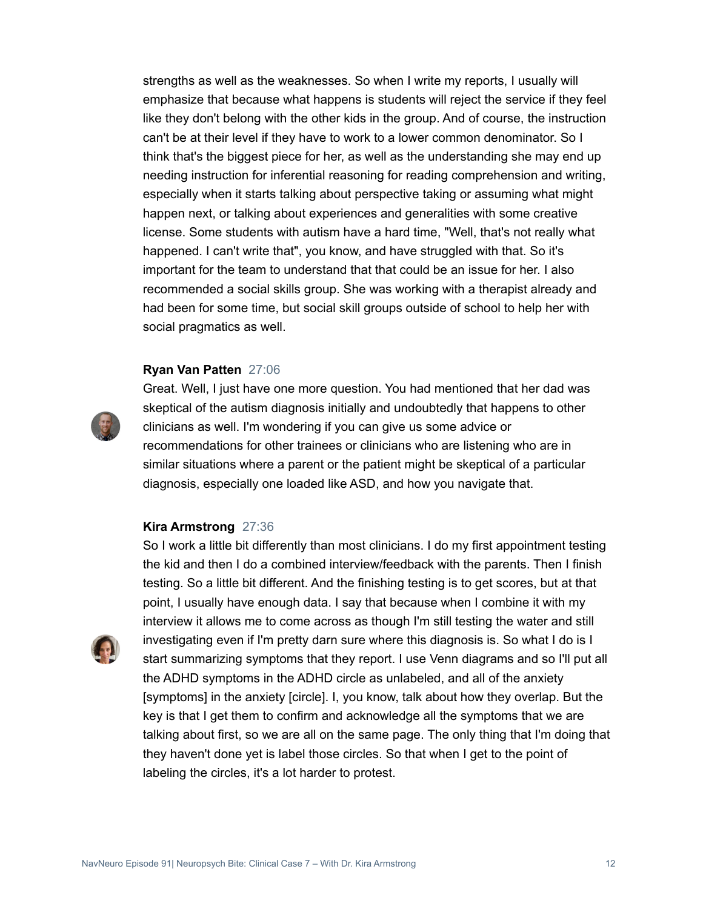strengths as well as the weaknesses. So when I write my reports, I usually will emphasize that because what happens is students will reject the service if they feel like they don't belong with the other kids in the group. And of course, the instruction can't be at their level if they have to work to a lower common denominator. So I think that's the biggest piece for her, as well as the understanding she may end up needing instruction for inferential reasoning for reading comprehension and writing, especially when it starts talking about perspective taking or assuming what might happen next, or talking about experiences and generalities with some creative license. Some students with autism have a hard time, "Well, that's not really what happened. I can't write that", you know, and have struggled with that. So it's important for the team to understand that that could be an issue for her. I also recommended a social skills group. She was working with a therapist already and had been for some time, but social skill groups outside of school to help her with social pragmatics as well.

**Ryan Van Patten** 27:06
Great. Well, I just have one more question. You had mentioned that her dad was skeptical of the autism diagnosis initially and undoubtedly that happens to other clinicians as well. I'm wondering if you can give us some advice or recommendations for other trainees or clinicians who are listening who are in similar situations where a parent or the patient might be skeptical of a particular diagnosis, especially one loaded like ASD, and how you navigate that.

**Kira Armstrong** 27:36
So I work a little bit differently than most clinicians. I do my first appointment testing the kid and then I do a combined interview/feedback with the parents. Then I finish testing. So a little bit different. And the finishing testing is to get scores, but at that point, I usually have enough data. I say that because when I combine it with my interview it allows me to come across as though I'm still testing the water and still investigating even if I'm pretty darn sure where this diagnosis is. So what I do is I start summarizing symptoms that they report. I use Venn diagrams and so I'll put all the ADHD symptoms in the ADHD circle as unlabeled, and all of the anxiety [symptoms] in the anxiety [circle]. I, you know, talk about how they overlap. But the key is that I get them to confirm and acknowledge all the symptoms that we are talking about first, so we are all on the same page. The only thing that I'm doing that they haven't done yet is label those circles. So that when I get to the point of labeling the circles, it's a lot harder to protest.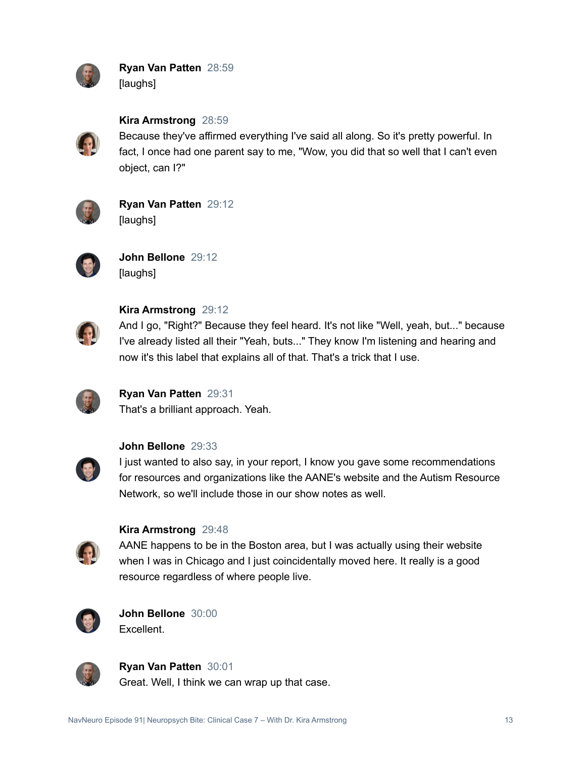**Ryan Van Patten** 28:59
[laughs]

**Kira Armstrong** 28:59
Because they've affirmed everything I've said all along. So it's pretty powerful. In fact, I once had one parent say to me, "Wow, you did that so well that I can't even object, can I?"

**Ryan Van Patten** 29:12
[laughs]

**John Bellone** 29:12
[laughs]

**Kira Armstrong** 29:12
And I go, "Right?" Because they feel heard. It's not like "Well, yeah, but..." because I've already listed all their "Yeah, buts..." They know I'm listening and hearing and now it's this label that explains all of that. That's a trick that I use.

**Ryan Van Patten** 29:31
That's a brilliant approach. Yeah.

**John Bellone** 29:33
I just wanted to also say, in your report, I know you gave some recommendations for resources and organizations like the AANE's website and the Autism Resource Network, so we'll include those in our show notes as well.

**Kira Armstrong** 29:48
AANE happens to be in the Boston area, but I was actually using their website when I was in Chicago and I just coincidentally moved here. It really is a good resource regardless of where people live.

**John Bellone** 30:00
Excellent.

**Ryan Van Patten** 30:01
Great. Well, I think we can wrap up that case.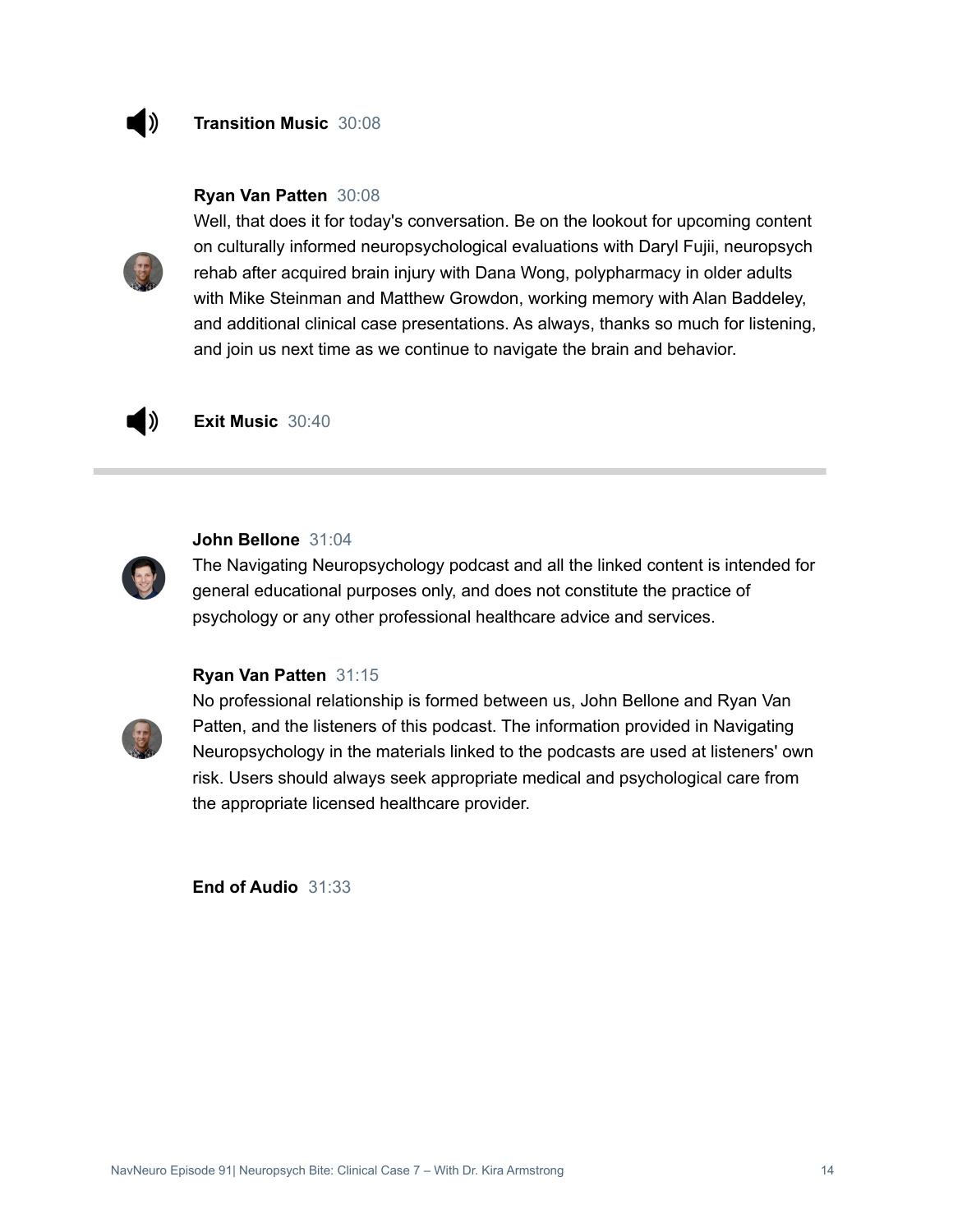**Transition Music** 30:08

**Ryan Van Patten** 30:08
Well, that does it for today's conversation. Be on the lookout for upcoming content on culturally informed neuropsychological evaluations with Daryl Fujii, neuropsych rehab after acquired brain injury with Dana Wong, polypharmacy in older adults with Mike Steinman and Matthew Growdon, working memory with Alan Baddeley, and additional clinical case presentations. As always, thanks so much for listening, and join us next time as we continue to navigate the brain and behavior.

**Exit Music** 30:40

---

**John Bellone** 31:04
The Navigating Neuropsychology podcast and all the linked content is intended for general educational purposes only, and does not constitute the practice of psychology or any other professional healthcare advice and services.

**Ryan Van Patten** 31:15
No professional relationship is formed between us, John Bellone and Ryan Van Patten, and the listeners of this podcast. The information provided in Navigating Neuropsychology in the materials linked to the podcasts are used at listeners' own risk. Users should always seek appropriate medical and psychological care from the appropriate licensed healthcare provider.

**End of Audio** 31:33